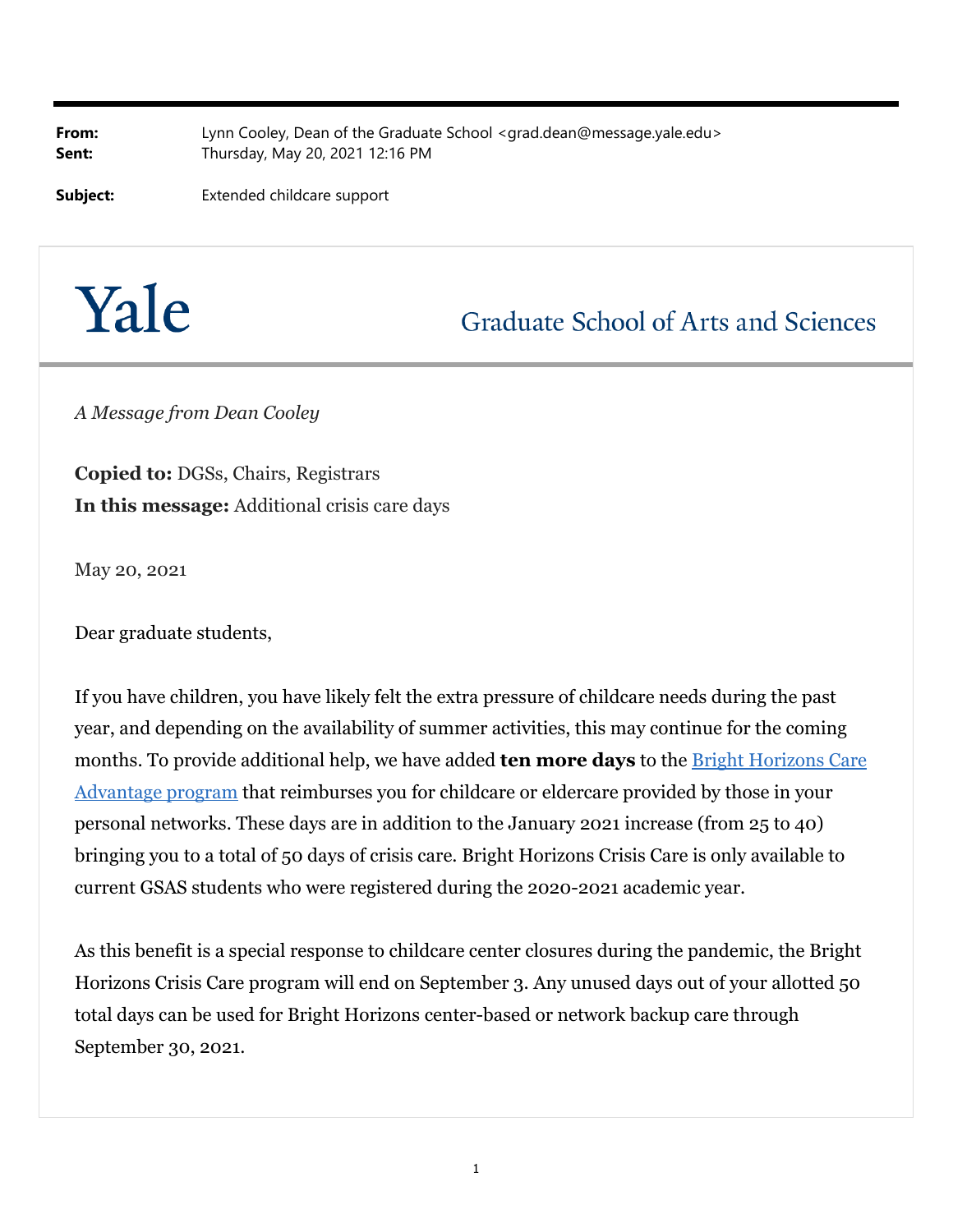**From:** Lynn Cooley, Dean of the Graduate School <grad.dean@message.yale.edu>
**Sent:** Thursday, May 20, 2021 12:16 PM

**Subject:** Extended childcare support

---

# Yale

## Graduate School of Arts and Sciences

---

*A Message from Dean Cooley*

**Copied to:** DGSs, Chairs, Registrars
**In this message:** Additional crisis care days

May 20, 2021

Dear graduate students,

If you have children, you have likely felt the extra pressure of childcare needs during the past year, and depending on the availability of summer activities, this may continue for the coming months. To provide additional help, we have added **ten more days** to the Bright Horizons Care Advantage program that reimburses you for childcare or eldercare provided by those in your personal networks. These days are in addition to the January 2021 increase (from 25 to 40) bringing you to a total of 50 days of crisis care. Bright Horizons Crisis Care is only available to current GSAS students who were registered during the 2020-2021 academic year.

As this benefit is a special response to childcare center closures during the pandemic, the Bright Horizons Crisis Care program will end on September 3. Any unused days out of your allotted 50 total days can be used for Bright Horizons center-based or network backup care through September 30, 2021.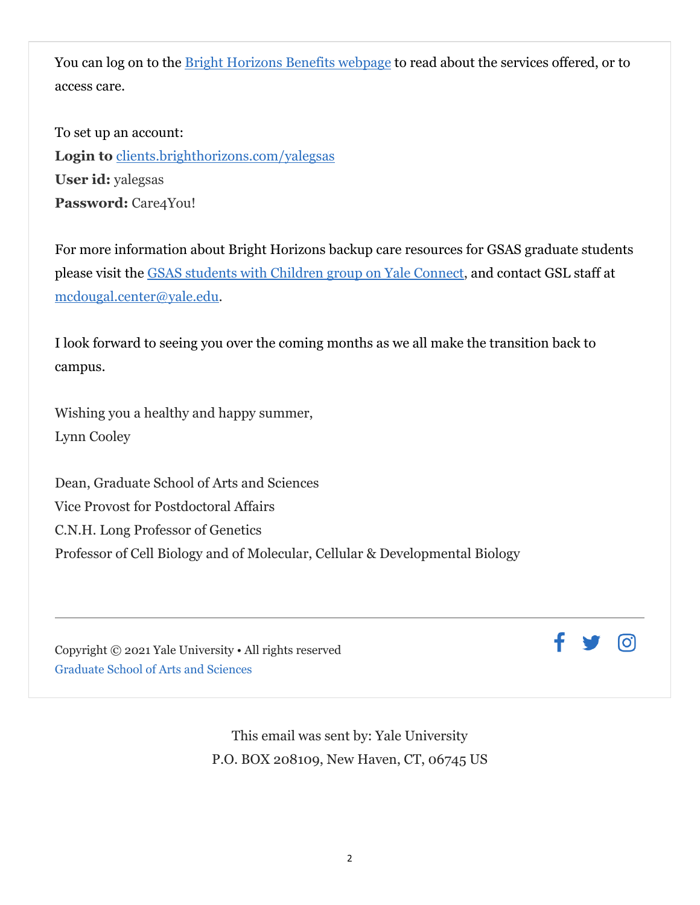You can log on to the Bright Horizons Benefits webpage to read about the services offered, or to access care.

To set up an account:
**Login to** clients.brighthorizons.com/yalegsas
**User id:** yalegsas
**Password:** Care4You!

For more information about Bright Horizons backup care resources for GSAS graduate students please visit the GSAS students with Children group on Yale Connect, and contact GSL staff at mcdougal.center@yale.edu.

I look forward to seeing you over the coming months as we all make the transition back to campus.

Wishing you a healthy and happy summer,
Lynn Cooley

Dean, Graduate School of Arts and Sciences
Vice Provost for Postdoctoral Affairs
C.N.H. Long Professor of Genetics
Professor of Cell Biology and of Molecular, Cellular & Developmental Biology

---

Copyright © 2021 Yale University • All rights reserved
Graduate School of Arts and Sciences

This email was sent by: Yale University
P.O. BOX 208109, New Haven, CT, 06745 US